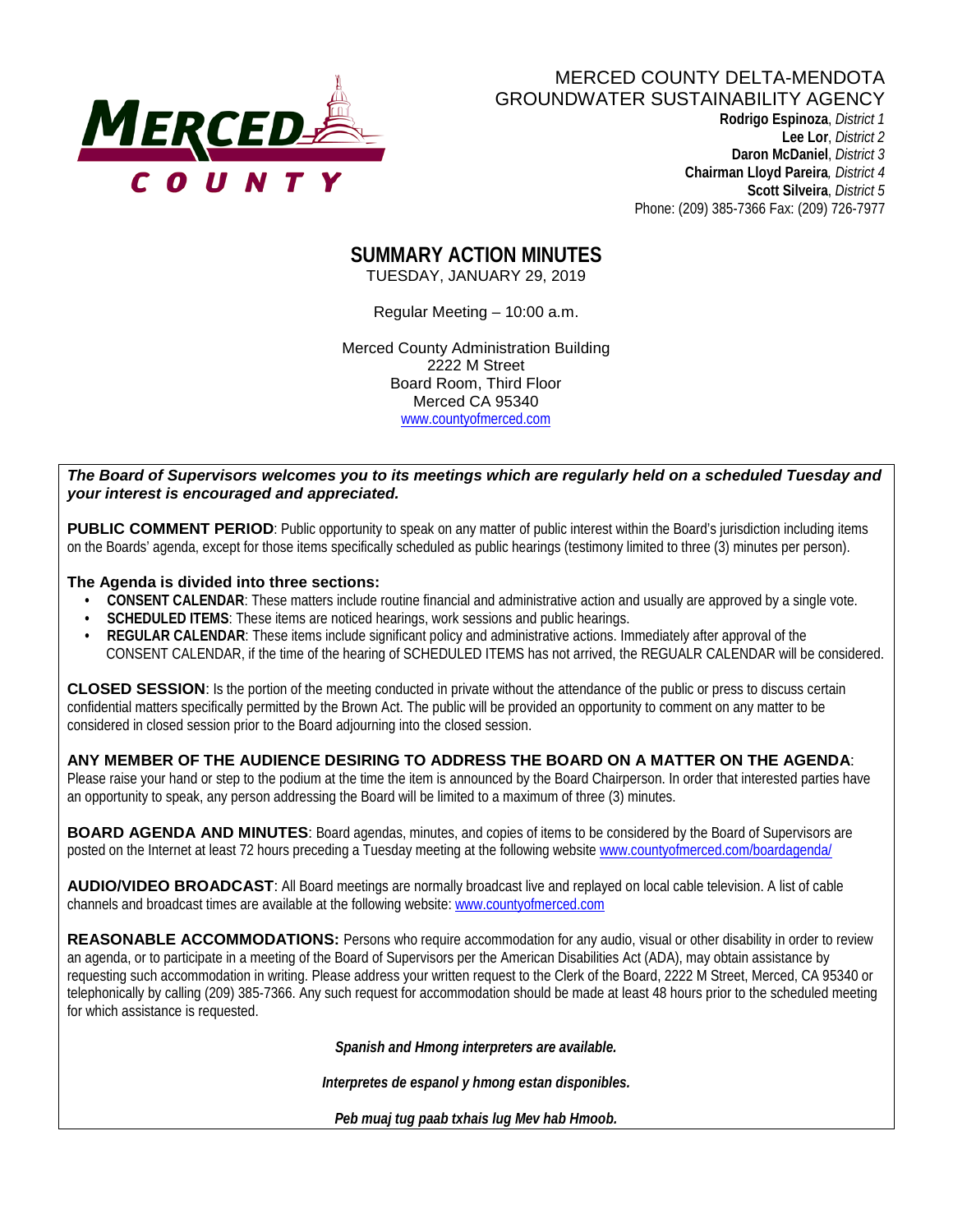MERCED COUNTY

# MERCED COUNTY DELTA-MENDOTA GROUNDWATER SUSTAINABILITY AGENCY

**Rodrigo Espinoza**, *District 1*
**Lee Lor**, *District 2*
**Daron McDaniel**, *District 3*
**Chairman Lloyd Pareira**, *District 4*
**Scott Silveira**, *District 5*
Phone: (209) 385-7366 Fax: (209) 726-7977

## SUMMARY ACTION MINUTES

TUESDAY, JANUARY 29, 2019

Regular Meeting – 10:00 a.m.

Merced County Administration Building
2222 M Street
Board Room, Third Floor
Merced CA 95340
www.countyofmerced.com

***The Board of Supervisors welcomes you to its meetings which are regularly held on a scheduled Tuesday and your interest is encouraged and appreciated.***

**PUBLIC COMMENT PERIOD**: Public opportunity to speak on any matter of public interest within the Board's jurisdiction including items on the Boards' agenda, except for those items specifically scheduled as public hearings (testimony limited to three (3) minutes per person).

**The Agenda is divided into three sections:**

- **CONSENT CALENDAR**: These matters include routine financial and administrative action and usually are approved by a single vote.
- **SCHEDULED ITEMS**: These items are noticed hearings, work sessions and public hearings.
- **REGULAR CALENDAR**: These items include significant policy and administrative actions. Immediately after approval of the CONSENT CALENDAR, if the time of the hearing of SCHEDULED ITEMS has not arrived, the REGUALR CALENDAR will be considered.

**CLOSED SESSION**: Is the portion of the meeting conducted in private without the attendance of the public or press to discuss certain confidential matters specifically permitted by the Brown Act. The public will be provided an opportunity to comment on any matter to be considered in closed session prior to the Board adjourning into the closed session.

**ANY MEMBER OF THE AUDIENCE DESIRING TO ADDRESS THE BOARD ON A MATTER ON THE AGENDA**: Please raise your hand or step to the podium at the time the item is announced by the Board Chairperson. In order that interested parties have an opportunity to speak, any person addressing the Board will be limited to a maximum of three (3) minutes.

**BOARD AGENDA AND MINUTES**: Board agendas, minutes, and copies of items to be considered by the Board of Supervisors are posted on the Internet at least 72 hours preceding a Tuesday meeting at the following website www.countyofmerced.com/boardagenda/

**AUDIO/VIDEO BROADCAST**: All Board meetings are normally broadcast live and replayed on local cable television. A list of cable channels and broadcast times are available at the following website: www.countyofmerced.com

**REASONABLE ACCOMMODATIONS:** Persons who require accommodation for any audio, visual or other disability in order to review an agenda, or to participate in a meeting of the Board of Supervisors per the American Disabilities Act (ADA), may obtain assistance by requesting such accommodation in writing. Please address your written request to the Clerk of the Board, 2222 M Street, Merced, CA 95340 or telephonically by calling (209) 385-7366. Any such request for accommodation should be made at least 48 hours prior to the scheduled meeting for which assistance is requested.

***Spanish and Hmong interpreters are available.***

***Interpretes de espanol y hmong estan disponibles.***

***Peb muaj tug paab txhais lug Mev hab Hmoob.***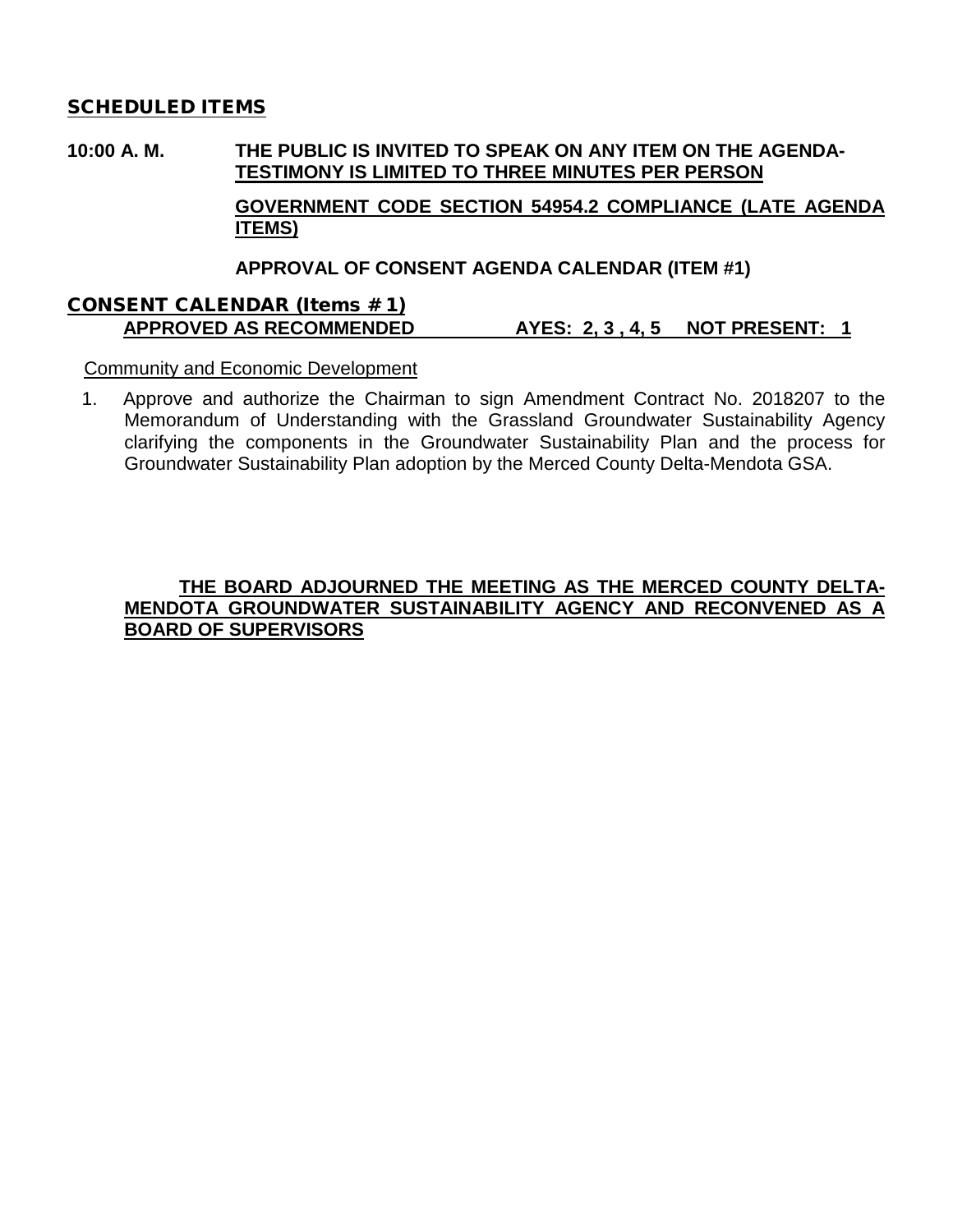## SCHEDULED ITEMS

**10:00 A. M.** **THE PUBLIC IS INVITED TO SPEAK ON ANY ITEM ON THE AGENDA-TESTIMONY IS LIMITED TO THREE MINUTES PER PERSON**

**GOVERNMENT CODE SECTION 54954.2 COMPLIANCE (LATE AGENDA ITEMS)**

**APPROVAL OF CONSENT AGENDA CALENDAR (ITEM #1)**

## CONSENT CALENDAR (Items # 1)

**APPROVED AS RECOMMENDED AYES: 2, 3 , 4, 5 NOT PRESENT: 1**

Community and Economic Development

1. Approve and authorize the Chairman to sign Amendment Contract No. 2018207 to the Memorandum of Understanding with the Grassland Groundwater Sustainability Agency clarifying the components in the Groundwater Sustainability Plan and the process for Groundwater Sustainability Plan adoption by the Merced County Delta-Mendota GSA.

**THE BOARD ADJOURNED THE MEETING AS THE MERCED COUNTY DELTA-MENDOTA GROUNDWATER SUSTAINABILITY AGENCY AND RECONVENED AS A BOARD OF SUPERVISORS**